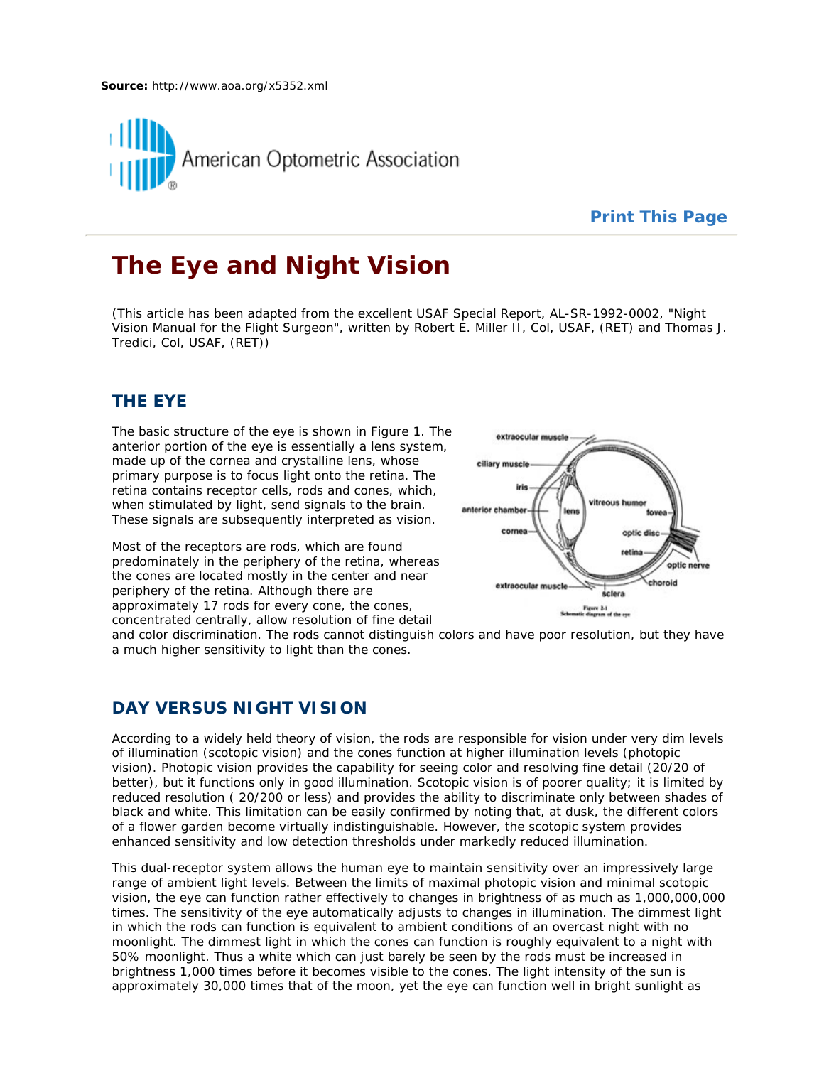**Source:** http://www.aoa.org/x5352.xml

American Optometric Association

**Print This Page**

# The Eye and Night Vision

(This article has been adapted from the excellent USAF Special Report, AL-SR-1992-0002, "Night Vision Manual for the Flight Surgeon", written by Robert E. Miller II, Col, USAF, (RET) and Thomas J. Tredici, Col, USAF, (RET))

## THE EYE

The basic structure of the eye is shown in Figure 1. The anterior portion of the eye is essentially a lens system, made up of the cornea and crystalline lens, whose primary purpose is to focus light onto the retina. The retina contains receptor cells, rods and cones, which, when stimulated by light, send signals to the brain. These signals are subsequently interpreted as vision.

Figure 2-1
Schematic diagram of the eye

Most of the receptors are rods, which are found predominately in the periphery of the retina, whereas the cones are located mostly in the center and near periphery of the retina. Although there are approximately 17 rods for every cone, the cones, concentrated centrally, allow resolution of fine detail and color discrimination. The rods cannot distinguish colors and have poor resolution, but they have a much higher sensitivity to light than the cones.

## DAY VERSUS NIGHT VISION

According to a widely held theory of vision, the rods are responsible for vision under very dim levels of illumination (scotopic vision) and the cones function at higher illumination levels (photopic vision). Photopic vision provides the capability for seeing color and resolving fine detail (20/20 of better), but it functions only in good illumination. Scotopic vision is of poorer quality; it is limited by reduced resolution ( 20/200 or less) and provides the ability to discriminate only between shades of black and white. This limitation can be easily confirmed by noting that, at dusk, the different colors of a flower garden become virtually indistinguishable. However, the scotopic system provides enhanced sensitivity and low detection thresholds under markedly reduced illumination.

This dual-receptor system allows the human eye to maintain sensitivity over an impressively large range of ambient light levels. Between the limits of maximal photopic vision and minimal scotopic vision, the eye can function rather effectively to changes in brightness of as much as 1,000,000,000 times. The sensitivity of the eye automatically adjusts to changes in illumination. The dimmest light in which the rods can function is equivalent to ambient conditions of an overcast night with no moonlight. The dimmest light in which the cones can function is roughly equivalent to a night with 50% moonlight. Thus a white which can just barely be seen by the rods must be increased in brightness 1,000 times before it becomes visible to the cones. The light intensity of the sun is approximately 30,000 times that of the moon, yet the eye can function well in bright sunlight as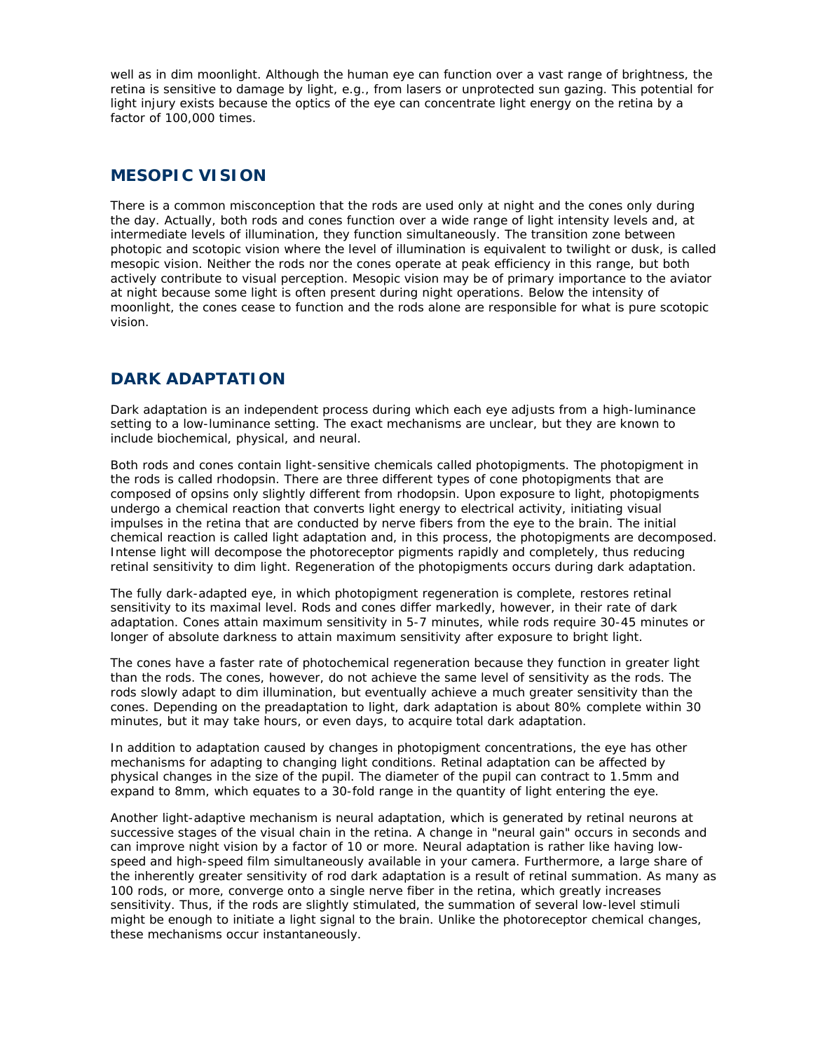well as in dim moonlight. Although the human eye can function over a vast range of brightness, the retina is sensitive to damage by light, e.g., from lasers or unprotected sun gazing. This potential for light injury exists because the optics of the eye can concentrate light energy on the retina by a factor of 100,000 times.

## MESOPIC VISION

There is a common misconception that the rods are used only at night and the cones only during the day. Actually, both rods and cones function over a wide range of light intensity levels and, at intermediate levels of illumination, they function simultaneously. The transition zone between photopic and scotopic vision where the level of illumination is equivalent to twilight or dusk, is called mesopic vision. Neither the rods nor the cones operate at peak efficiency in this range, but both actively contribute to visual perception. Mesopic vision may be of primary importance to the aviator at night because some light is often present during night operations. Below the intensity of moonlight, the cones cease to function and the rods alone are responsible for what is pure scotopic vision.

## DARK ADAPTATION

Dark adaptation is an independent process during which each eye adjusts from a high-luminance setting to a low-luminance setting. The exact mechanisms are unclear, but they are known to include biochemical, physical, and neural.

Both rods and cones contain light-sensitive chemicals called photopigments. The photopigment in the rods is called rhodopsin. There are three different types of cone photopigments that are composed of opsins only slightly different from rhodopsin. Upon exposure to light, photopigments undergo a chemical reaction that converts light energy to electrical activity, initiating visual impulses in the retina that are conducted by nerve fibers from the eye to the brain. The initial chemical reaction is called light adaptation and, in this process, the photopigments are decomposed. Intense light will decompose the photoreceptor pigments rapidly and completely, thus reducing retinal sensitivity to dim light. Regeneration of the photopigments occurs during dark adaptation.

The fully dark-adapted eye, in which photopigment regeneration is complete, restores retinal sensitivity to its maximal level. Rods and cones differ markedly, however, in their rate of dark adaptation. Cones attain maximum sensitivity in 5-7 minutes, while rods require 30-45 minutes or longer of absolute darkness to attain maximum sensitivity after exposure to bright light.

The cones have a faster rate of photochemical regeneration because they function in greater light than the rods. The cones, however, do not achieve the same level of sensitivity as the rods. The rods slowly adapt to dim illumination, but eventually achieve a much greater sensitivity than the cones. Depending on the preadaptation to light, dark adaptation is about 80% complete within 30 minutes, but it may take hours, or even days, to acquire total dark adaptation.

In addition to adaptation caused by changes in photopigment concentrations, the eye has other mechanisms for adapting to changing light conditions. Retinal adaptation can be affected by physical changes in the size of the pupil. The diameter of the pupil can contract to 1.5mm and expand to 8mm, which equates to a 30-fold range in the quantity of light entering the eye.

Another light-adaptive mechanism is neural adaptation, which is generated by retinal neurons at successive stages of the visual chain in the retina. A change in "neural gain" occurs in seconds and can improve night vision by a factor of 10 or more. Neural adaptation is rather like having low-speed and high-speed film simultaneously available in your camera. Furthermore, a large share of the inherently greater sensitivity of rod dark adaptation is a result of retinal summation. As many as 100 rods, or more, converge onto a single nerve fiber in the retina, which greatly increases sensitivity. Thus, if the rods are slightly stimulated, the summation of several low-level stimuli might be enough to initiate a light signal to the brain. Unlike the photoreceptor chemical changes, these mechanisms occur instantaneously.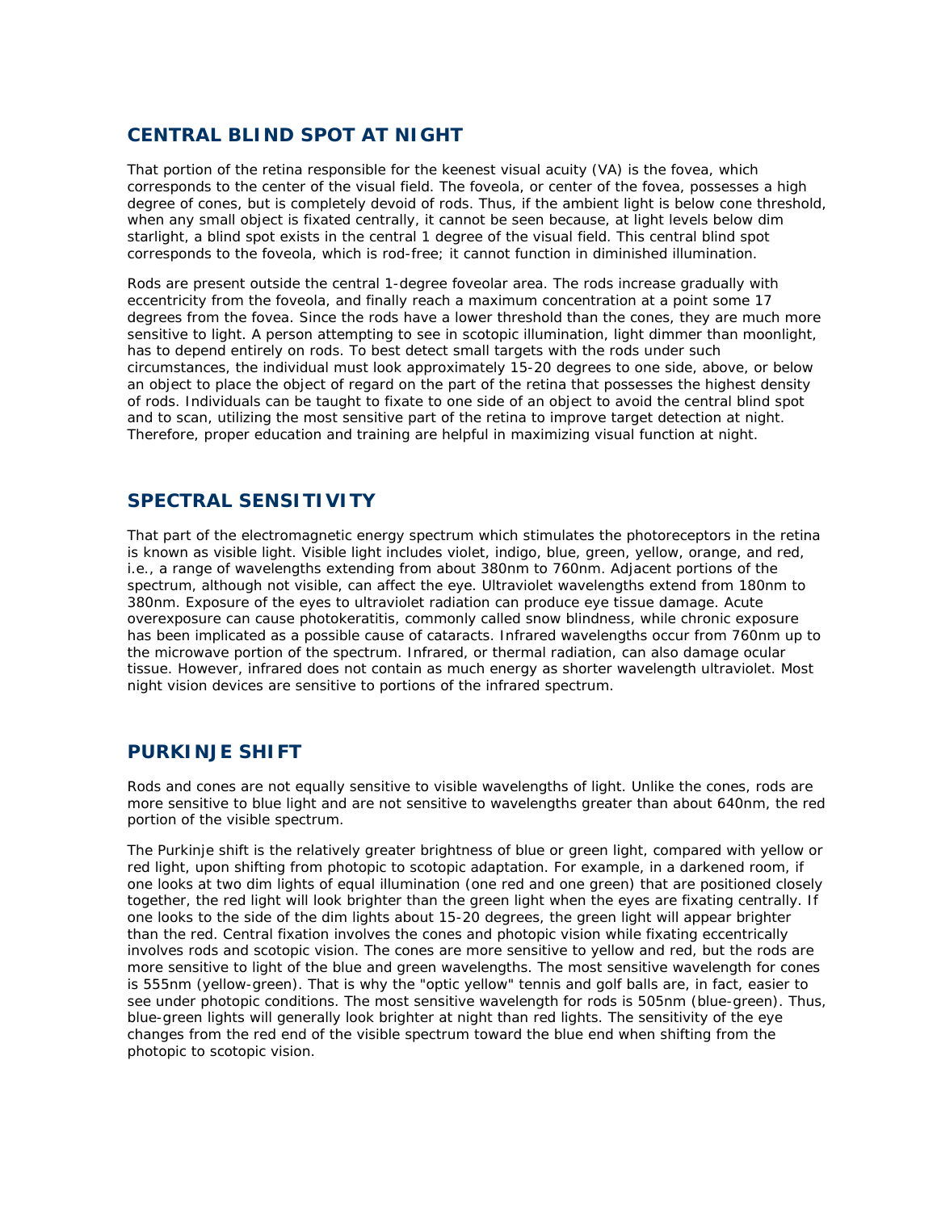## CENTRAL BLIND SPOT AT NIGHT

That portion of the retina responsible for the keenest visual acuity (VA) is the fovea, which corresponds to the center of the visual field. The foveola, or center of the fovea, possesses a high degree of cones, but is completely devoid of rods. Thus, if the ambient light is below cone threshold, when any small object is fixated centrally, it cannot be seen because, at light levels below dim starlight, a blind spot exists in the central 1 degree of the visual field. This central blind spot corresponds to the foveola, which is rod-free; it cannot function in diminished illumination.

Rods are present outside the central 1-degree foveolar area. The rods increase gradually with eccentricity from the foveola, and finally reach a maximum concentration at a point some 17 degrees from the fovea. Since the rods have a lower threshold than the cones, they are much more sensitive to light. A person attempting to see in scotopic illumination, light dimmer than moonlight, has to depend entirely on rods. To best detect small targets with the rods under such circumstances, the individual must look approximately 15-20 degrees to one side, above, or below an object to place the object of regard on the part of the retina that possesses the highest density of rods. Individuals can be taught to fixate to one side of an object to avoid the central blind spot and to scan, utilizing the most sensitive part of the retina to improve target detection at night. Therefore, proper education and training are helpful in maximizing visual function at night.

## SPECTRAL SENSITIVITY

That part of the electromagnetic energy spectrum which stimulates the photoreceptors in the retina is known as visible light. Visible light includes violet, indigo, blue, green, yellow, orange, and red, i.e., a range of wavelengths extending from about 380nm to 760nm. Adjacent portions of the spectrum, although not visible, can affect the eye. Ultraviolet wavelengths extend from 180nm to 380nm. Exposure of the eyes to ultraviolet radiation can produce eye tissue damage. Acute overexposure can cause photokeratitis, commonly called snow blindness, while chronic exposure has been implicated as a possible cause of cataracts. Infrared wavelengths occur from 760nm up to the microwave portion of the spectrum. Infrared, or thermal radiation, can also damage ocular tissue. However, infrared does not contain as much energy as shorter wavelength ultraviolet. Most night vision devices are sensitive to portions of the infrared spectrum.

## PURKINJE SHIFT

Rods and cones are not equally sensitive to visible wavelengths of light. Unlike the cones, rods are more sensitive to blue light and are not sensitive to wavelengths greater than about 640nm, the red portion of the visible spectrum.

The Purkinje shift is the relatively greater brightness of blue or green light, compared with yellow or red light, upon shifting from photopic to scotopic adaptation. For example, in a darkened room, if one looks at two dim lights of equal illumination (one red and one green) that are positioned closely together, the red light will look brighter than the green light when the eyes are fixating centrally. If one looks to the side of the dim lights about 15-20 degrees, the green light will appear brighter than the red. Central fixation involves the cones and photopic vision while fixating eccentrically involves rods and scotopic vision. The cones are more sensitive to yellow and red, but the rods are more sensitive to light of the blue and green wavelengths. The most sensitive wavelength for cones is 555nm (yellow-green). That is why the "optic yellow" tennis and golf balls are, in fact, easier to see under photopic conditions. The most sensitive wavelength for rods is 505nm (blue-green). Thus, blue-green lights will generally look brighter at night than red lights. The sensitivity of the eye changes from the red end of the visible spectrum toward the blue end when shifting from the photopic to scotopic vision.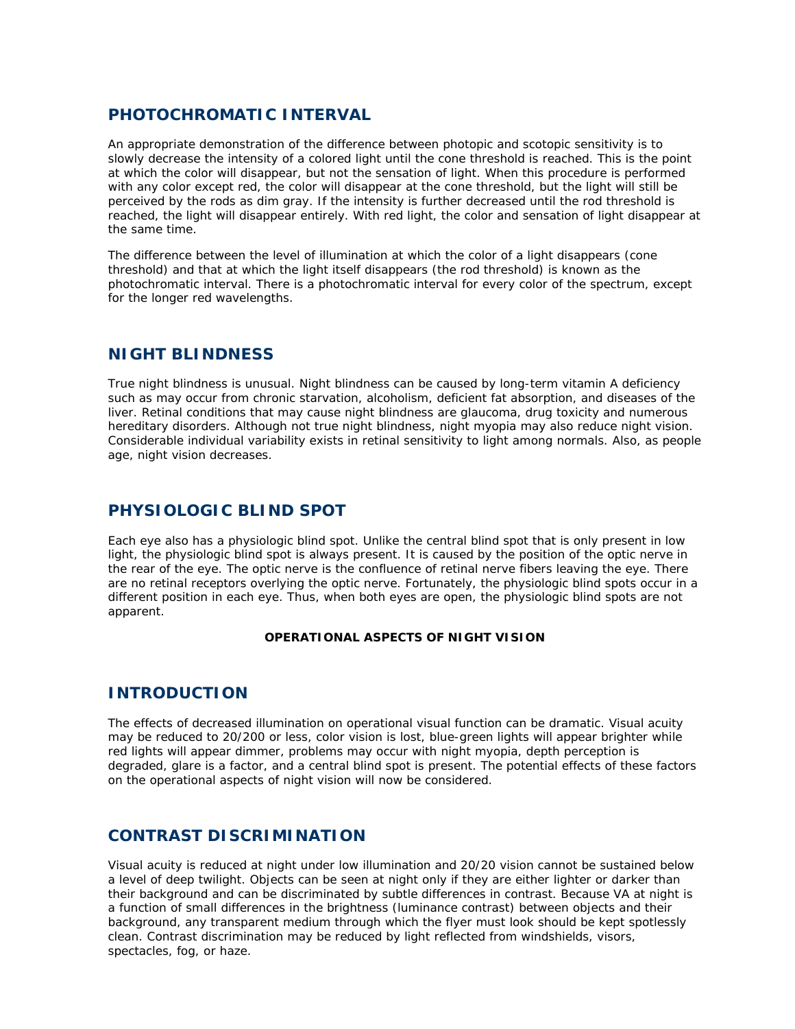## PHOTOCHROMATIC INTERVAL

An appropriate demonstration of the difference between photopic and scotopic sensitivity is to slowly decrease the intensity of a colored light until the cone threshold is reached. This is the point at which the color will disappear, but not the sensation of light. When this procedure is performed with any color except red, the color will disappear at the cone threshold, but the light will still be perceived by the rods as dim gray. If the intensity is further decreased until the rod threshold is reached, the light will disappear entirely. With red light, the color and sensation of light disappear at the same time.

The difference between the level of illumination at which the color of a light disappears (cone threshold) and that at which the light itself disappears (the rod threshold) is known as the photochromatic interval. There is a photochromatic interval for every color of the spectrum, except for the longer red wavelengths.

## NIGHT BLINDNESS

True night blindness is unusual. Night blindness can be caused by long-term vitamin A deficiency such as may occur from chronic starvation, alcoholism, deficient fat absorption, and diseases of the liver. Retinal conditions that may cause night blindness are glaucoma, drug toxicity and numerous hereditary disorders. Although not true night blindness, night myopia may also reduce night vision. Considerable individual variability exists in retinal sensitivity to light among normals. Also, as people age, night vision decreases.

## PHYSIOLOGIC BLIND SPOT

Each eye also has a physiologic blind spot. Unlike the central blind spot that is only present in low light, the physiologic blind spot is always present. It is caused by the position of the optic nerve in the rear of the eye. The optic nerve is the confluence of retinal nerve fibers leaving the eye. There are no retinal receptors overlying the optic nerve. Fortunately, the physiologic blind spots occur in a different position in each eye. Thus, when both eyes are open, the physiologic blind spots are not apparent.

**OPERATIONAL ASPECTS OF NIGHT VISION**

## INTRODUCTION

The effects of decreased illumination on operational visual function can be dramatic. Visual acuity may be reduced to 20/200 or less, color vision is lost, blue-green lights will appear brighter while red lights will appear dimmer, problems may occur with night myopia, depth perception is degraded, glare is a factor, and a central blind spot is present. The potential effects of these factors on the operational aspects of night vision will now be considered.

## CONTRAST DISCRIMINATION

Visual acuity is reduced at night under low illumination and 20/20 vision cannot be sustained below a level of deep twilight. Objects can be seen at night only if they are either lighter or darker than their background and can be discriminated by subtle differences in contrast. Because VA at night is a function of small differences in the brightness (luminance contrast) between objects and their background, any transparent medium through which the flyer must look should be kept spotlessly clean. Contrast discrimination may be reduced by light reflected from windshields, visors, spectacles, fog, or haze.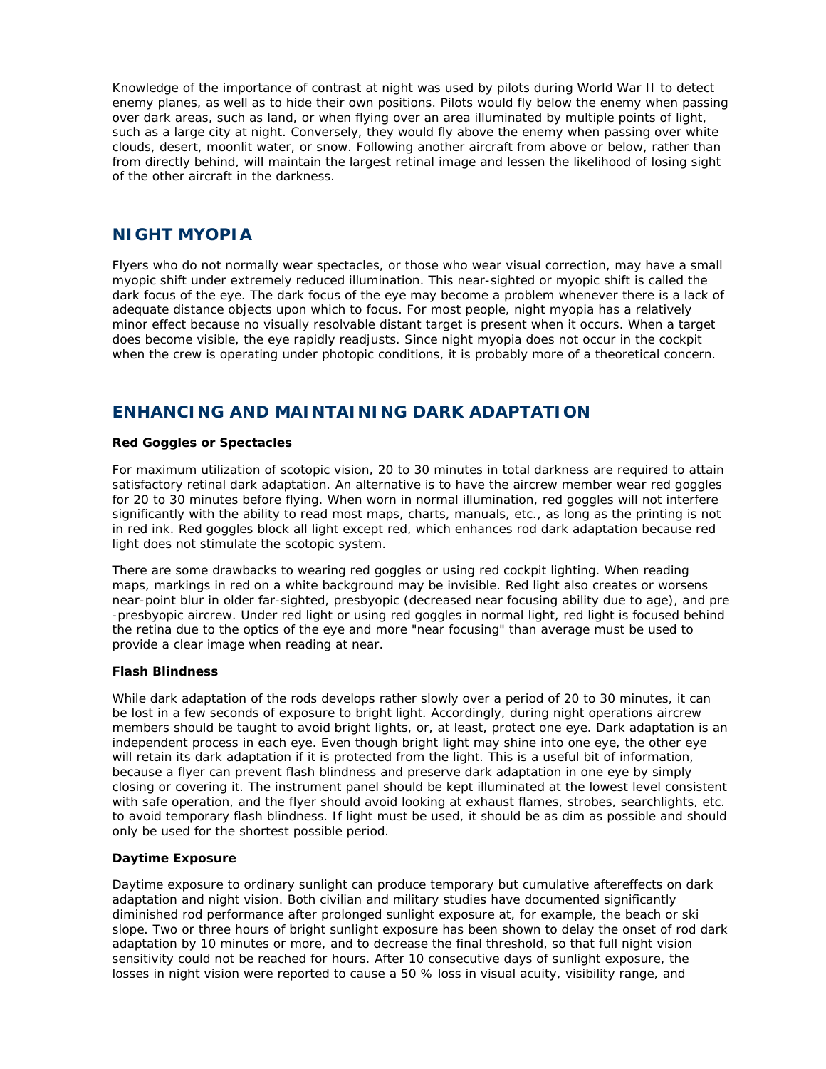Knowledge of the importance of contrast at night was used by pilots during World War II to detect enemy planes, as well as to hide their own positions. Pilots would fly below the enemy when passing over dark areas, such as land, or when flying over an area illuminated by multiple points of light, such as a large city at night. Conversely, they would fly above the enemy when passing over white clouds, desert, moonlit water, or snow. Following another aircraft from above or below, rather than from directly behind, will maintain the largest retinal image and lessen the likelihood of losing sight of the other aircraft in the darkness.

## NIGHT MYOPIA

Flyers who do not normally wear spectacles, or those who wear visual correction, may have a small myopic shift under extremely reduced illumination. This near-sighted or myopic shift is called the dark focus of the eye. The dark focus of the eye may become a problem whenever there is a lack of adequate distance objects upon which to focus. For most people, night myopia has a relatively minor effect because no visually resolvable distant target is present when it occurs. When a target does become visible, the eye rapidly readjusts. Since night myopia does not occur in the cockpit when the crew is operating under photopic conditions, it is probably more of a theoretical concern.

## ENHANCING AND MAINTAINING DARK ADAPTATION

**Red Goggles or Spectacles**

For maximum utilization of scotopic vision, 20 to 30 minutes in total darkness are required to attain satisfactory retinal dark adaptation. An alternative is to have the aircrew member wear red goggles for 20 to 30 minutes before flying. When worn in normal illumination, red goggles will not interfere significantly with the ability to read most maps, charts, manuals, etc., as long as the printing is not in red ink. Red goggles block all light except red, which enhances rod dark adaptation because red light does not stimulate the scotopic system.

There are some drawbacks to wearing red goggles or using red cockpit lighting. When reading maps, markings in red on a white background may be invisible. Red light also creates or worsens near-point blur in older far-sighted, presbyopic (decreased near focusing ability due to age), and pre-presbyopic aircrew. Under red light or using red goggles in normal light, red light is focused behind the retina due to the optics of the eye and more "near focusing" than average must be used to provide a clear image when reading at near.

**Flash Blindness**

While dark adaptation of the rods develops rather slowly over a period of 20 to 30 minutes, it can be lost in a few seconds of exposure to bright light. Accordingly, during night operations aircrew members should be taught to avoid bright lights, or, at least, protect one eye. Dark adaptation is an independent process in each eye. Even though bright light may shine into one eye, the other eye will retain its dark adaptation if it is protected from the light. This is a useful bit of information, because a flyer can prevent flash blindness and preserve dark adaptation in one eye by simply closing or covering it. The instrument panel should be kept illuminated at the lowest level consistent with safe operation, and the flyer should avoid looking at exhaust flames, strobes, searchlights, etc. to avoid temporary flash blindness. If light must be used, it should be as dim as possible and should only be used for the shortest possible period.

**Daytime Exposure**

Daytime exposure to ordinary sunlight can produce temporary but cumulative aftereffects on dark adaptation and night vision. Both civilian and military studies have documented significantly diminished rod performance after prolonged sunlight exposure at, for example, the beach or ski slope. Two or three hours of bright sunlight exposure has been shown to delay the onset of rod dark adaptation by 10 minutes or more, and to decrease the final threshold, so that full night vision sensitivity could not be reached for hours. After 10 consecutive days of sunlight exposure, the losses in night vision were reported to cause a 50 % loss in visual acuity, visibility range, and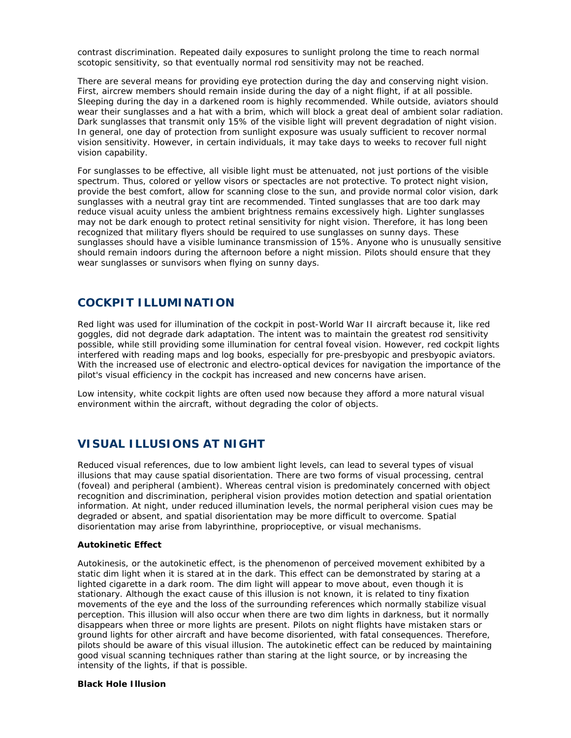contrast discrimination. Repeated daily exposures to sunlight prolong the time to reach normal scotopic sensitivity, so that eventually normal rod sensitivity may not be reached.

There are several means for providing eye protection during the day and conserving night vision. First, aircrew members should remain inside during the day of a night flight, if at all possible. Sleeping during the day in a darkened room is highly recommended. While outside, aviators should wear their sunglasses and a hat with a brim, which will block a great deal of ambient solar radiation. Dark sunglasses that transmit only 15% of the visible light will prevent degradation of night vision. In general, one day of protection from sunlight exposure was usualy sufficient to recover normal vision sensitivity. However, in certain individuals, it may take days to weeks to recover full night vision capability.

For sunglasses to be effective, all visible light must be attenuated, not just portions of the visible spectrum. Thus, colored or yellow visors or spectacles are not protective. To protect night vision, provide the best comfort, allow for scanning close to the sun, and provide normal color vision, dark sunglasses with a neutral gray tint are recommended. Tinted sunglasses that are too dark may reduce visual acuity unless the ambient brightness remains excessively high. Lighter sunglasses may not be dark enough to protect retinal sensitivity for night vision. Therefore, it has long been recognized that military flyers should be required to use sunglasses on sunny days. These sunglasses should have a visible luminance transmission of 15%. Anyone who is unusually sensitive should remain indoors during the afternoon before a night mission. Pilots should ensure that they wear sunglasses or sunvisors when flying on sunny days.

## COCKPIT ILLUMINATION

Red light was used for illumination of the cockpit in post-World War II aircraft because it, like red goggles, did not degrade dark adaptation. The intent was to maintain the greatest rod sensitivity possible, while still providing some illumination for central foveal vision. However, red cockpit lights interfered with reading maps and log books, especially for pre-presbyopic and presbyopic aviators. With the increased use of electronic and electro-optical devices for navigation the importance of the pilot's visual efficiency in the cockpit has increased and new concerns have arisen.

Low intensity, white cockpit lights are often used now because they afford a more natural visual environment within the aircraft, without degrading the color of objects.

## VISUAL ILLUSIONS AT NIGHT

Reduced visual references, due to low ambient light levels, can lead to several types of visual illusions that may cause spatial disorientation. There are two forms of visual processing, central (foveal) and peripheral (ambient). Whereas central vision is predominately concerned with object recognition and discrimination, peripheral vision provides motion detection and spatial orientation information. At night, under reduced illumination levels, the normal peripheral vision cues may be degraded or absent, and spatial disorientation may be more difficult to overcome. Spatial disorientation may arise from labyrinthine, proprioceptive, or visual mechanisms.

**Autokinetic Effect**

Autokinesis, or the autokinetic effect, is the phenomenon of perceived movement exhibited by a static dim light when it is stared at in the dark. This effect can be demonstrated by staring at a lighted cigarette in a dark room. The dim light will appear to move about, even though it is stationary. Although the exact cause of this illusion is not known, it is related to tiny fixation movements of the eye and the loss of the surrounding references which normally stabilize visual perception. This illusion will also occur when there are two dim lights in darkness, but it normally disappears when three or more lights are present. Pilots on night flights have mistaken stars or ground lights for other aircraft and have become disoriented, with fatal consequences. Therefore, pilots should be aware of this visual illusion. The autokinetic effect can be reduced by maintaining good visual scanning techniques rather than staring at the light source, or by increasing the intensity of the lights, if that is possible.

**Black Hole Illusion**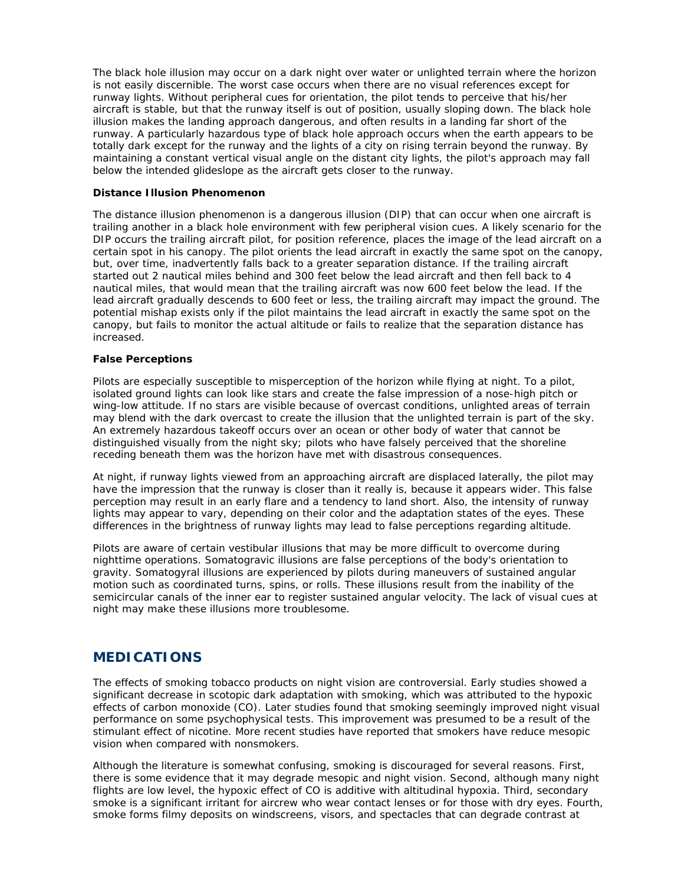The black hole illusion may occur on a dark night over water or unlighted terrain where the horizon is not easily discernible. The worst case occurs when there are no visual references except for runway lights. Without peripheral cues for orientation, the pilot tends to perceive that his/her aircraft is stable, but that the runway itself is out of position, usually sloping down. The black hole illusion makes the landing approach dangerous, and often results in a landing far short of the runway. A particularly hazardous type of black hole approach occurs when the earth appears to be totally dark except for the runway and the lights of a city on rising terrain beyond the runway. By maintaining a constant vertical visual angle on the distant city lights, the pilot's approach may fall below the intended glideslope as the aircraft gets closer to the runway.

**Distance Illusion Phenomenon**

The distance illusion phenomenon is a dangerous illusion (DIP) that can occur when one aircraft is trailing another in a black hole environment with few peripheral vision cues. A likely scenario for the DIP occurs the trailing aircraft pilot, for position reference, places the image of the lead aircraft on a certain spot in his canopy. The pilot orients the lead aircraft in exactly the same spot on the canopy, but, over time, inadvertently falls back to a greater separation distance. If the trailing aircraft started out 2 nautical miles behind and 300 feet below the lead aircraft and then fell back to 4 nautical miles, that would mean that the trailing aircraft was now 600 feet below the lead. If the lead aircraft gradually descends to 600 feet or less, the trailing aircraft may impact the ground. The potential mishap exists only if the pilot maintains the lead aircraft in exactly the same spot on the canopy, but fails to monitor the actual altitude or fails to realize that the separation distance has increased.

**False Perceptions**

Pilots are especially susceptible to misperception of the horizon while flying at night. To a pilot, isolated ground lights can look like stars and create the false impression of a nose-high pitch or wing-low attitude. If no stars are visible because of overcast conditions, unlighted areas of terrain may blend with the dark overcast to create the illusion that the unlighted terrain is part of the sky. An extremely hazardous takeoff occurs over an ocean or other body of water that cannot be distinguished visually from the night sky; pilots who have falsely perceived that the shoreline receding beneath them was the horizon have met with disastrous consequences.

At night, if runway lights viewed from an approaching aircraft are displaced laterally, the pilot may have the impression that the runway is closer than it really is, because it appears wider. This false perception may result in an early flare and a tendency to land short. Also, the intensity of runway lights may appear to vary, depending on their color and the adaptation states of the eyes. These differences in the brightness of runway lights may lead to false perceptions regarding altitude.

Pilots are aware of certain vestibular illusions that may be more difficult to overcome during nighttime operations. Somatogravic illusions are false perceptions of the body's orientation to gravity. Somatogyral illusions are experienced by pilots during maneuvers of sustained angular motion such as coordinated turns, spins, or rolls. These illusions result from the inability of the semicircular canals of the inner ear to register sustained angular velocity. The lack of visual cues at night may make these illusions more troublesome.

## MEDICATIONS

The effects of smoking tobacco products on night vision are controversial. Early studies showed a significant decrease in scotopic dark adaptation with smoking, which was attributed to the hypoxic effects of carbon monoxide (CO). Later studies found that smoking seemingly improved night visual performance on some psychophysical tests. This improvement was presumed to be a result of the stimulant effect of nicotine. More recent studies have reported that smokers have reduce mesopic vision when compared with nonsmokers.

Although the literature is somewhat confusing, smoking is discouraged for several reasons. First, there is some evidence that it may degrade mesopic and night vision. Second, although many night flights are low level, the hypoxic effect of CO is additive with altitudinal hypoxia. Third, secondary smoke is a significant irritant for aircrew who wear contact lenses or for those with dry eyes. Fourth, smoke forms filmy deposits on windscreens, visors, and spectacles that can degrade contrast at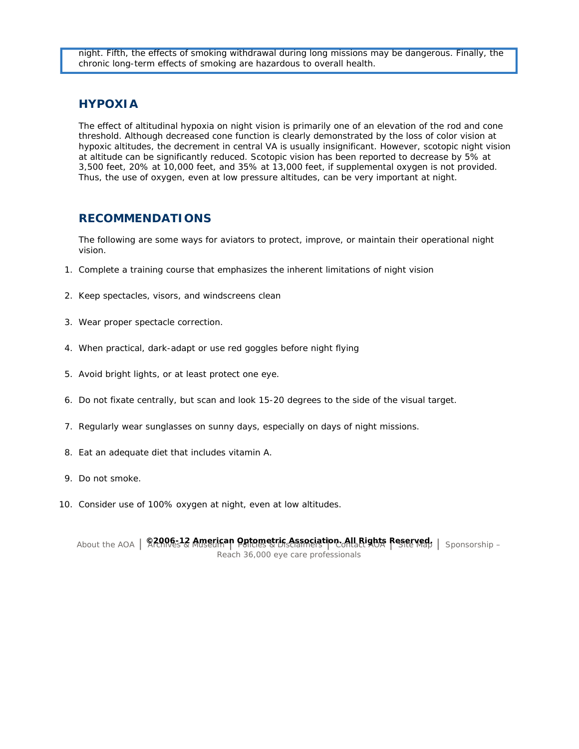night. Fifth, the effects of smoking withdrawal during long missions may be dangerous. Finally, the chronic long-term effects of smoking are hazardous to overall health.

## HYPOXIA

The effect of altitudinal hypoxia on night vision is primarily one of an elevation of the rod and cone threshold. Although decreased cone function is clearly demonstrated by the loss of color vision at hypoxic altitudes, the decrement in central VA is usually insignificant. However, scotopic night vision at altitude can be significantly reduced. Scotopic vision has been reported to decrease by 5% at 3,500 feet, 20% at 10,000 feet, and 35% at 13,000 feet, if supplemental oxygen is not provided. Thus, the use of oxygen, even at low pressure altitudes, can be very important at night.

## RECOMMENDATIONS

The following are some ways for aviators to protect, improve, or maintain their operational night vision.

1. Complete a training course that emphasizes the inherent limitations of night vision
2. Keep spectacles, visors, and windscreens clean
3. Wear proper spectacle correction.
4. When practical, dark-adapt or use red goggles before night flying
5. Avoid bright lights, or at least protect one eye.
6. Do not fixate centrally, but scan and look 15-20 degrees to the side of the visual target.
7. Regularly wear sunglasses on sunny days, especially on days of night missions.
8. Eat an adequate diet that includes vitamin A.
9. Do not smoke.
10. Consider use of 100% oxygen at night, even at low altitudes.

**©2006-12 American Optometric Association. All Rights Reserved.**

About the AOA | Archives & Museum | Policies & Disclaimers | Contact AOA | Site Map | Sponsorship – Reach 36,000 eye care professionals